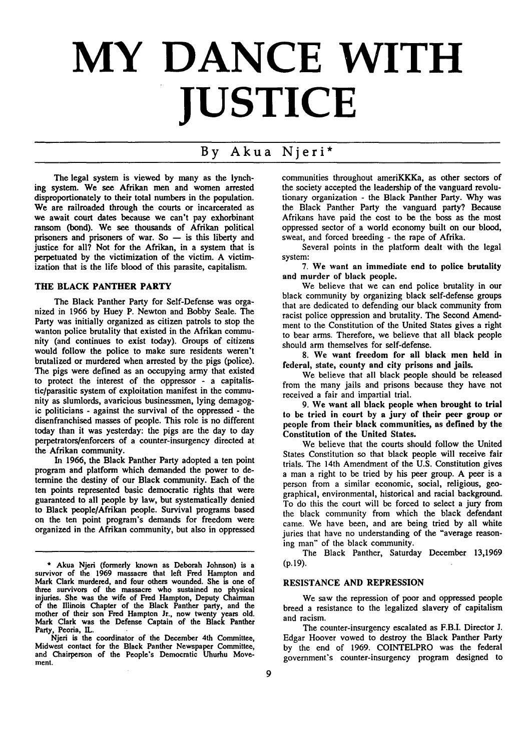# MY DANCE WITH JUSTICE

## By Akua Njeri*

The legal system is viewed by many as the lynching system. We see Afrikan men and women arrested disproportionately to their total numbers in the population. We are railroaded through the courts or incarcerated as we await court dates because we can't pay exhorbinant ransom (bond). We see thousands of Afrikan political prisoners and prisoners of war. So — is this liberty and justice for all? Not for the Afrikan, in a system that is perpetuated by the victimization of the victim. A victimization that is the life blood of this parasite, capitalism.

### THE BLACK PANTHER PARTY

The Black Panther Party for Self-Defense was organized in 1966 by Huey P. Newton and Bobby Seale. The Party was initially organized as citizen patrols to stop the wanton police brutality that existed in the Afrikan community (and continues to exist today). Groups of citizens would follow the police to make sure residents weren't brutalized or murdered when arrested by the pigs (police). The pigs were defined as an occupying army that existed to protect the interest of the oppressor - a capitalistic/parasitic system of exploitation manifest in the community as slumlords, avaricious businessmen, lying demagogic politicians - against the survival of the oppressed - the disenfranchised masses of people. This role is no different today than it was yesterday: the pigs are the day to day perpetrators/enforcers of a counter-insurgency directed at the Afrikan community.

In 1966, the Black Panther Party adopted a ten point program and platform which demanded the power to determine the destiny of our Black community. Each of the ten points represented basic democratic rights that were guaranteed to all people by law, but systematically denied to Black people/Afrikan people. Survival programs based on the ten point program's demands for freedom were organized in the Afrikan community, but also in oppressed communities throughout ameriKKKa, as other sectors of the society accepted the leadership of the vanguard revolutionary organization - the Black Panther Party. Why was the Black Panther Party the vanguard party? Because Afrikans have paid the cost to be the boss as the most oppressed sector of a world economy built on our blood, sweat, and forced breeding - the rape of Afrika.

Several points in the platform dealt with the legal system:

**7. We want an immediate end to police brutality and murder of black people.**

We believe that we can end police brutality in our black community by organizing black self-defense groups that are dedicated to defending our black community from racist police oppression and brutality. The Second Amendment to the Constitution of the United States gives a right to bear arms. Therefore, we believe that all black people should arm themselves for self-defense.

**8. We want freedom for all black men held in federal, state, county and city prisons and jails.**

We believe that all black people should be released from the many jails and prisons because they have not received a fair and impartial trial.

**9. We want all black people when brought to trial to be tried in court by a jury of their peer group or people from their black communities, as defined by the Constitution of the United States.**

We believe that the courts should follow the United States Constitution so that black people will receive fair trials. The 14th Amendment of the U.S. Constitution gives a man a right to be tried by his peer group. A peer is a person from a similar economic, social, religious, geographical, environmental, historical and racial background. To do this the court will be forced to select a jury from the black community from which the black defendant came. We have been, and are being tried by all white juries that have no understanding of the "average reasoning man" of the black community.

The Black Panther, Saturday December 13,1969 (p.19).

### RESISTANCE AND REPRESSION

We saw the repression of poor and oppressed people breed a resistance to the legalized slavery of capitalism and racism.

The counter-insurgency escalated as F.B.I. Director J. Edgar Hoover vowed to destroy the Black Panther Party by the end of 1969. COINTELPRO was the federal government's counter-insurgency program designed to

---

\* Akua Njeri (formerly known as Deborah Johnson) is a survivor of the 1969 massacre that left Fred Hampton and Mark Clark murdered, and four others wounded. She is one of three survivors of the massacre who sustained no physical injuries. She was the wife of Fred Hampton, Deputy Chairman of the Illinois Chapter of the Black Panther party, and the mother of their son Fred Hampton Jr., now twenty years old. Mark Clark was the Defense Captain of the Black Panther Party, Peoria, IL.

Njeri is the coordinator of the December 4th Committee, Midwest contact for the Black Panther Newspaper Committee, and Chairperson of the People's Democratic Uhurhu Movement.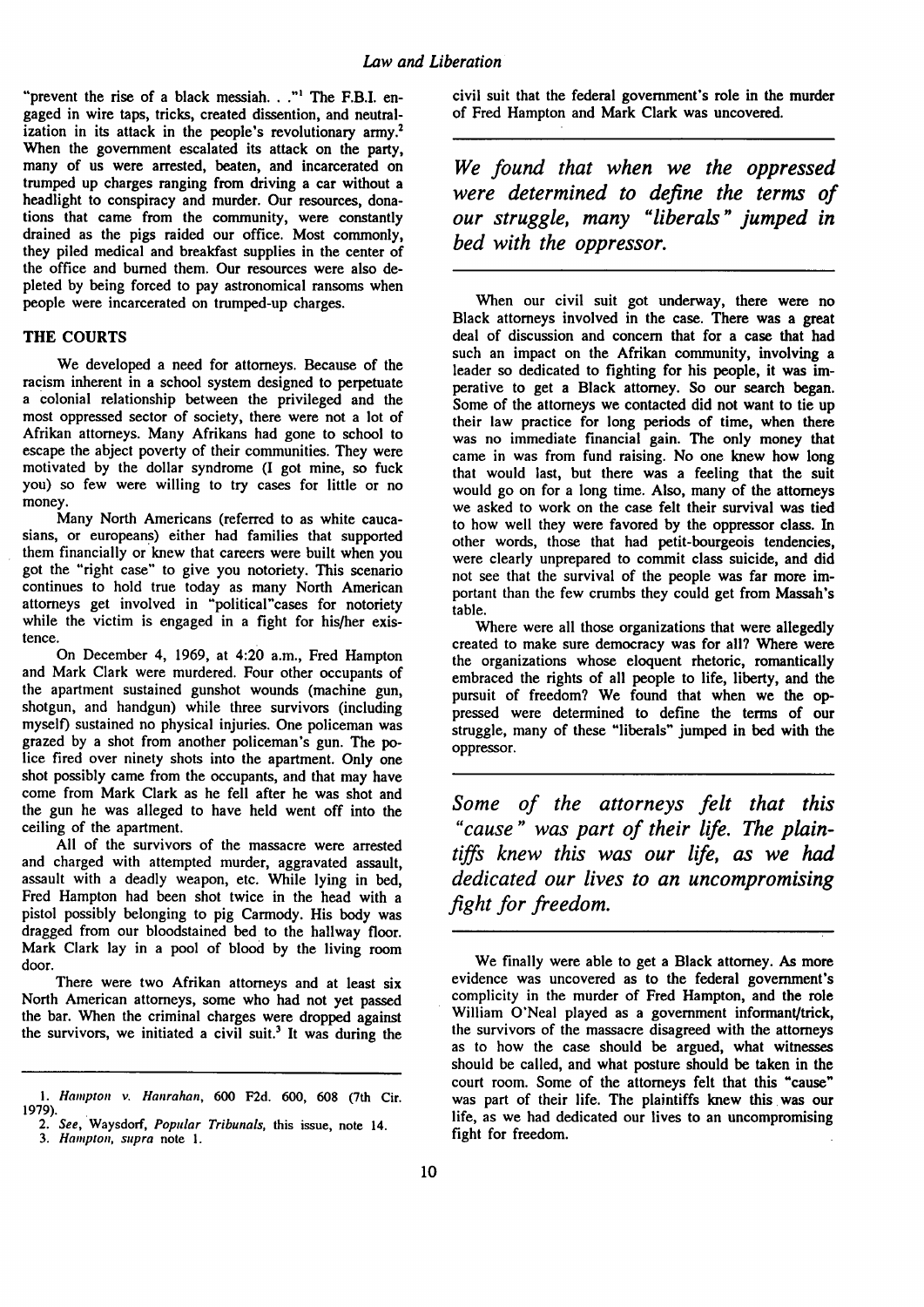"prevent the rise of a black messiah. . ."[1] The F.B.I. engaged in wire taps, tricks, created dissention, and neutralization in its attack in the people's revolutionary army.[2] When the government escalated its attack on the party, many of us were arrested, beaten, and incarcerated on trumped up charges ranging from driving a car without a headlight to conspiracy and murder. Our resources, donations that came from the community, were constantly drained as the pigs raided our office. Most commonly, they piled medical and breakfast supplies in the center of the office and burned them. Our resources were also depleted by being forced to pay astronomical ransoms when people were incarcerated on trumped-up charges.

## THE COURTS

We developed a need for attorneys. Because of the racism inherent in a school system designed to perpetuate a colonial relationship between the privileged and the most oppressed sector of society, there were not a lot of Afrikan attorneys. Many Afrikans had gone to school to escape the abject poverty of their communities. They were motivated by the dollar syndrome (I got mine, so fuck you) so few were willing to try cases for little or no money.

Many North Americans (referred to as white caucasians, or europeans) either had families that supported them financially or knew that careers were built when you got the "right case" to give you notoriety. This scenario continues to hold true today as many North American attorneys get involved in "political"cases for notoriety while the victim is engaged in a fight for his/her existence.

On December 4, 1969, at 4:20 a.m., Fred Hampton and Mark Clark were murdered. Four other occupants of the apartment sustained gunshot wounds (machine gun, shotgun, and handgun) while three survivors (including myself) sustained no physical injuries. One policeman was grazed by a shot from another policeman's gun. The police fired over ninety shots into the apartment. Only one shot possibly came from the occupants, and that may have come from Mark Clark as he fell after he was shot and the gun he was alleged to have held went off into the ceiling of the apartment.

All of the survivors of the massacre were arrested and charged with attempted murder, aggravated assault, assault with a deadly weapon, etc. While lying in bed, Fred Hampton had been shot twice in the head with a pistol possibly belonging to pig Carmody. His body was dragged from our bloodstained bed to the hallway floor. Mark Clark lay in a pool of blood by the living room door.

There were two Afrikan attorneys and at least six North American attorneys, some who had not yet passed the bar. When the criminal charges were dropped against the survivors, we initiated a civil suit.[3] It was during the civil suit that the federal government's role in the murder of Fred Hampton and Mark Clark was uncovered.

*We found that when we the oppressed were determined to define the terms of our struggle, many "liberals" jumped in bed with the oppressor.*

When our civil suit got underway, there were no Black attorneys involved in the case. There was a great deal of discussion and concern that for a case that had such an impact on the Afrikan community, involving a leader so dedicated to fighting for his people, it was imperative to get a Black attorney. So our search began. Some of the attorneys we contacted did not want to tie up their law practice for long periods of time, when there was no immediate financial gain. The only money that came in was from fund raising. No one knew how long that would last, but there was a feeling that the suit would go on for a long time. Also, many of the attorneys we asked to work on the case felt their survival was tied to how well they were favored by the oppressor class. In other words, those that had petit-bourgeois tendencies, were clearly unprepared to commit class suicide, and did not see that the survival of the people was far more important than the few crumbs they could get from Massah's table.

Where were all those organizations that were allegedly created to make sure democracy was for all? Where were the organizations whose eloquent rhetoric, romantically embraced the rights of all people to life, liberty, and the pursuit of freedom? We found that when we the oppressed were determined to define the terms of our struggle, many of these "liberals" jumped in bed with the oppressor.

*Some of the attorneys felt that this "cause" was part of their life. The plaintiffs knew this was our life, as we had dedicated our lives to an uncompromising fight for freedom.*

We finally were able to get a Black attorney. As more evidence was uncovered as to the federal government's complicity in the murder of Fred Hampton, and the role William O'Neal played as a government informant/trick, the survivors of the massacre disagreed with the attorneys as to how the case should be argued, what witnesses should be called, and what posture should be taken in the court room. Some of the attorneys felt that this "cause" was part of their life. The plaintiffs knew this was our life, as we had dedicated our lives to an uncompromising fight for freedom.

---

1. *Hampton v. Hanrahan*, 600 F2d. 600, 608 (7th Cir. 1979).
2. *See*, Waysdorf, *Popular Tribunals*, this issue, note 14.
3. *Hampton*, *supra* note 1.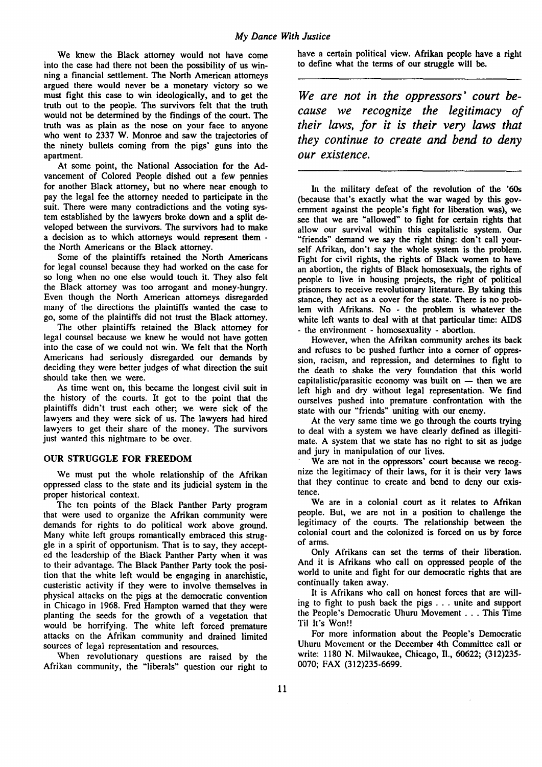We knew the Black attorney would not have come into the case had there not been the possibility of us winning a financial settlement. The North American attorneys argued there would never be a monetary victory so we must fight this case to win ideologically, and to get the truth out to the people. The survivors felt that the truth would not be determined by the findings of the court. The truth was as plain as the nose on your face to anyone who went to 2337 W. Monroe and saw the trajectories of the ninety bullets coming from the pigs' guns into the apartment.

At some point, the National Association for the Advancement of Colored People dished out a few pennies for another Black attorney, but no where near enough to pay the legal fee the attorney needed to participate in the suit. There were many contradictions and the voting system established by the lawyers broke down and a split developed between the survivors. The survivors had to make a decision as to which attorneys would represent them - the North Americans or the Black attorney.

Some of the plaintiffs retained the North Americans for legal counsel because they had worked on the case for so long when no one else would touch it. They also felt the Black attorney was too arrogant and money-hungry. Even though the North American attorneys disregarded many of the directions the plaintiffs wanted the case to go, some of the plaintiffs did not trust the Black attorney.

The other plaintiffs retained the Black attorney for legal counsel because we knew he would not have gotten into the case of we could not win. We felt that the North Americans had seriously disregarded our demands by deciding they were better judges of what direction the suit should take then we were.

As time went on, this became the longest civil suit in the history of the courts. It got to the point that the plaintiffs didn't trust each other; we were sick of the lawyers and they were sick of us. The lawyers had hired lawyers to get their share of the money. The survivors just wanted this nightmare to be over.

## OUR STRUGGLE FOR FREEDOM

We must put the whole relationship of the Afrikan oppressed class to the state and its judicial system in the proper historical context.

The ten points of the Black Panther Party program that were used to organize the Afrikan community were demands for rights to do political work above ground. Many white left groups romantically embraced this struggle in a spirit of opportunism. That is to say, they accepted the leadership of the Black Panther Party when it was to their advantage. The Black Panther Party took the position that the white left would be engaging in anarchistic, custeristic activity if they were to involve themselves in physical attacks on the pigs at the democratic convention in Chicago in 1968. Fred Hampton warned that they were planting the seeds for the growth of a vegetation that would be horrifying. The white left forced premature attacks on the Afrikan community and drained limited sources of legal representation and resources.

When revolutionary questions are raised by the Afrikan community, the "liberals" question our right to have a certain political view. Afrikan people have a right to define what the terms of our struggle will be.

*We are not in the oppressors' court because we recognize the legitimacy of their laws, for it is their very laws that they continue to create and bend to deny our existence.*

In the military defeat of the revolution of the '60s (because that's exactly what the war waged by this government against the people's fight for liberation was), we see that we are "allowed" to fight for certain rights that allow our survival within this capitalistic system. Our "friends" demand we say the right thing: don't call yourself Afrikan, don't say the whole system is the problem. Fight for civil rights, the rights of Black women to have an abortion, the rights of Black homosexuals, the rights of people to live in housing projects, the right of political prisoners to receive revolutionary literature. By taking this stance, they act as a cover for the state. There is no problem with Afrikans. No - the problem is whatever the white left wants to deal with at that particular time: AIDS - the environment - homosexuality - abortion.

However, when the Afrikan community arches its back and refuses to be pushed further into a corner of oppression, racism, and repression, and determines to fight to the death to shake the very foundation that this world capitalistic/parasitic economy was built on — then we are left high and dry without legal representation. We find ourselves pushed into premature confrontation with the state with our "friends" uniting with our enemy.

At the very same time we go through the courts trying to deal with a system we have clearly defined as illegitimate. A system that we state has no right to sit as judge and jury in manipulation of our lives.

We are not in the oppressors' court because we recognize the legitimacy of their laws, for it is their very laws that they continue to create and bend to deny our existence.

We are in a colonial court as it relates to Afrikan people. But, we are not in a position to challenge the legitimacy of the courts. The relationship between the colonial court and the colonized is forced on us by force of arms.

Only Afrikans can set the terms of their liberation. And it is Afrikans who call on oppressed people of the world to unite and fight for our democratic rights that are continually taken away.

It is Afrikans who call on honest forces that are willing to fight to push back the pigs . . . unite and support the People's Democratic Uhuru Movement . . . This Time Til It's Won!!

For more information about the People's Democratic Uhuru Movement or the December 4th Committee call or write: 1180 N. Milwaukee, Chicago, Il., 60622; (312)235-0070; FAX (312)235-6699.